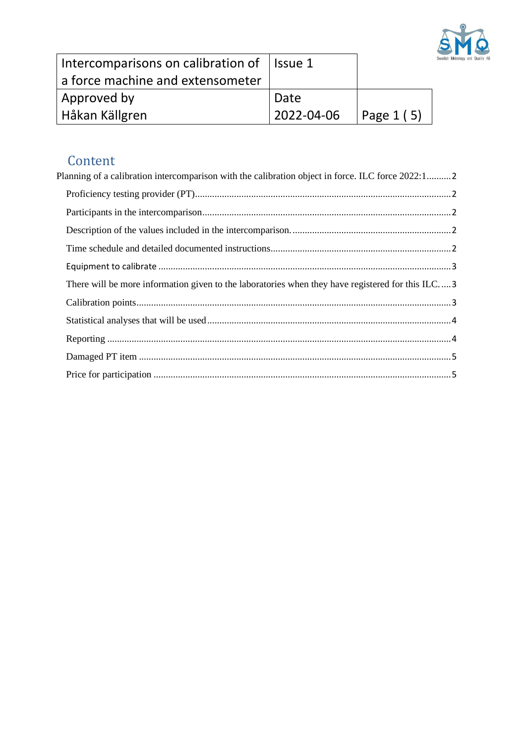| Intercomparisons on calibration of a force machine and extensometer | Issue 1 | |
|---|---|---|
| Approved by Håkan Källgren | Date 2022-04-06 | |

## Content

Planning of a calibration intercomparison with the calibration object in force. ILC force 2022:1 .......... 2

- Proficiency testing provider (PT) .......... 2
- Participants in the intercomparison .......... 2
- Description of the values included in the intercomparison. .......... 2
- Time schedule and detailed documented instructions .......... 2
- Equipment to calibrate .......... 3
- There will be more information given to the laboratories when they have registered for this ILC. .......... 3
- Calibration points .......... 3
- Statistical analyses that will be used .......... 4
- Reporting .......... 4
- Damaged PT item .......... 5
- Price for participation .......... 5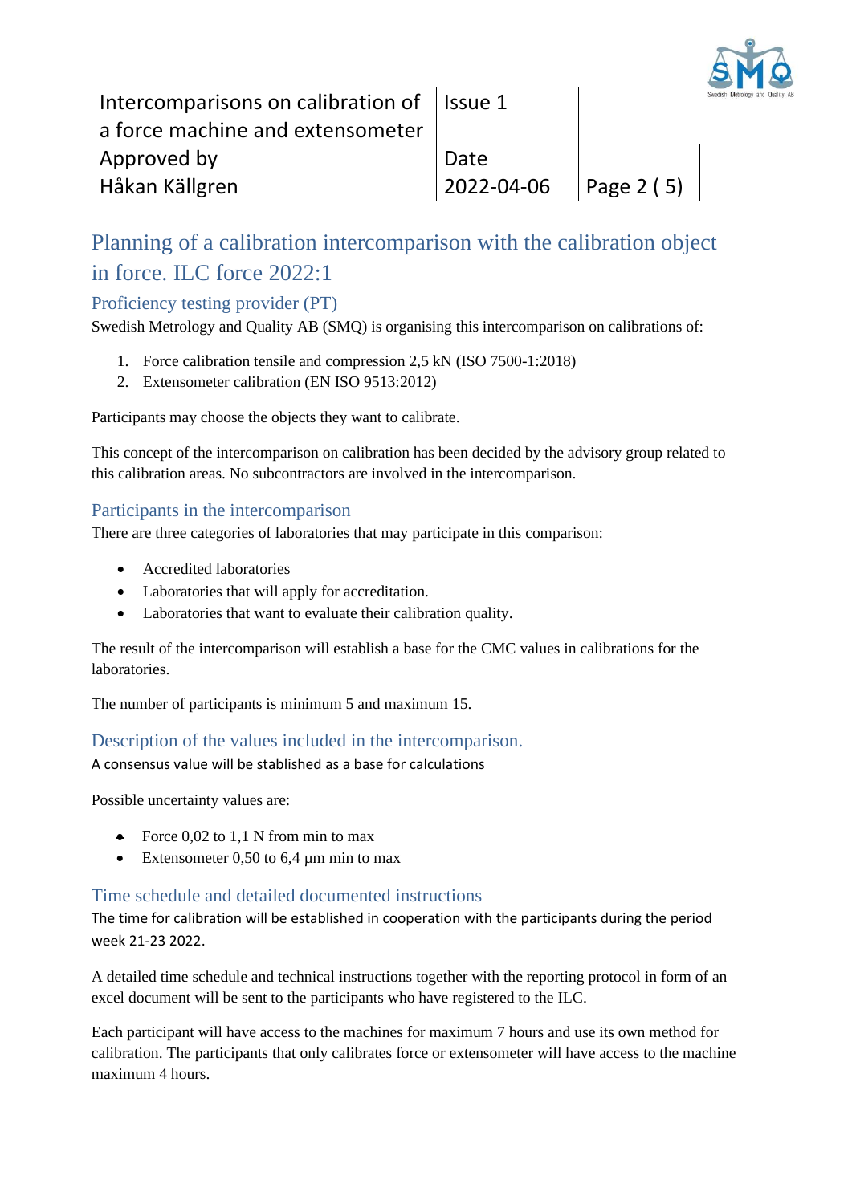# Planning of a calibration intercomparison with the calibration object in force. ILC force 2022:1

## Proficiency testing provider (PT)

Swedish Metrology and Quality AB (SMQ) is organising this intercomparison on calibrations of:

1. Force calibration tensile and compression 2,5 kN (ISO 7500-1:2018)
2. Extensometer calibration (EN ISO 9513:2012)

Participants may choose the objects they want to calibrate.

This concept of the intercomparison on calibration has been decided by the advisory group related to this calibration areas. No subcontractors are involved in the intercomparison.

## Participants in the intercomparison

There are three categories of laboratories that may participate in this comparison:

- Accredited laboratories
- Laboratories that will apply for accreditation.
- Laboratories that want to evaluate their calibration quality.

The result of the intercomparison will establish a base for the CMC values in calibrations for the laboratories.

The number of participants is minimum 5 and maximum 15.

## Description of the values included in the intercomparison.

A consensus value will be stablished as a base for calculations

Possible uncertainty values are:

- Force 0,02 to 1,1 N from min to max
- Extensometer 0,50 to 6,4 µm min to max

## Time schedule and detailed documented instructions

The time for calibration will be established in cooperation with the participants during the period week 21-23 2022.

A detailed time schedule and technical instructions together with the reporting protocol in form of an excel document will be sent to the participants who have registered to the ILC.

Each participant will have access to the machines for maximum 7 hours and use its own method for calibration. The participants that only calibrates force or extensometer will have access to the machine maximum 4 hours.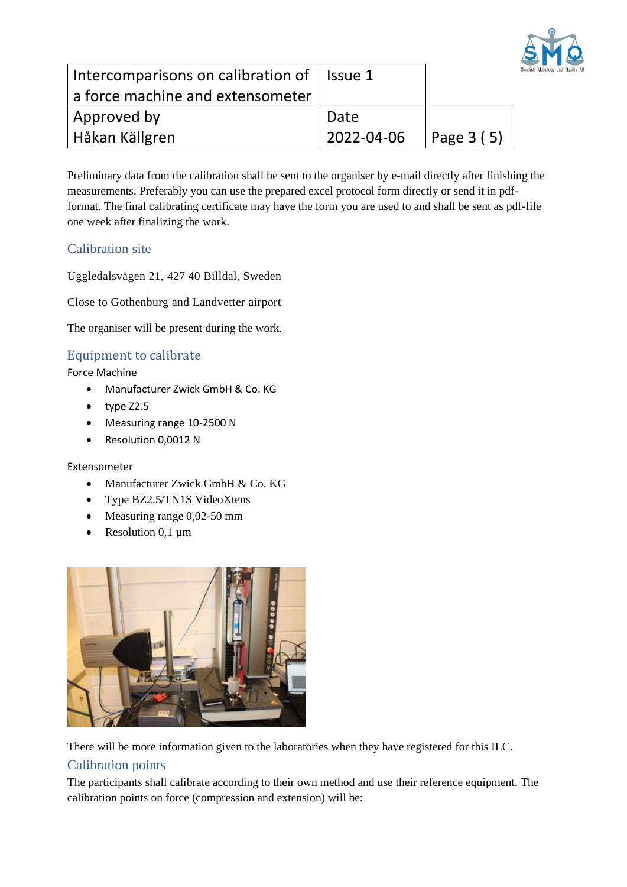Preliminary data from the calibration shall be sent to the organiser by e-mail directly after finishing the measurements. Preferably you can use the prepared excel protocol form directly or send it in pdf-format. The final calibrating certificate may have the form you are used to and shall be sent as pdf-file one week after finalizing the work.

## Calibration site

Uggledalsvägen 21, 427 40 Billdal, Sweden

Close to Gothenburg and Landvetter airport

The organiser will be present during the work.

## Equipment to calibrate

Force Machine

- Manufacturer Zwick GmbH & Co. KG
- type Z2.5
- Measuring range 10-2500 N
- Resolution 0,0012 N

Extensometer

- Manufacturer Zwick GmbH & Co. KG
- Type BZ2.5/TN1S VideoXtens
- Measuring range 0,02-50 mm
- Resolution 0,1 µm

There will be more information given to the laboratories when they have registered for this ILC.

## Calibration points

The participants shall calibrate according to their own method and use their reference equipment. The calibration points on force (compression and extension) will be: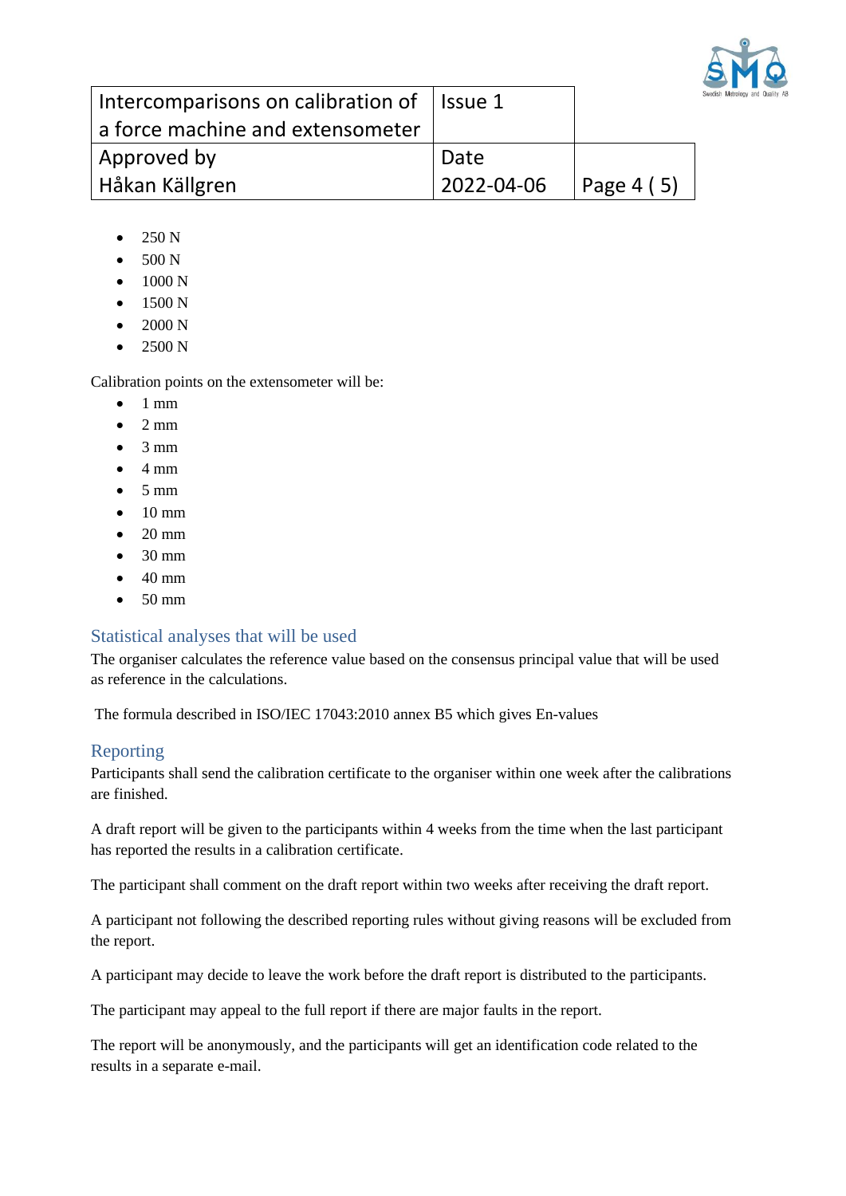- 250 N
- 500 N
- 1000 N
- 1500 N
- 2000 N
- 2500 N

Calibration points on the extensometer will be:

- 1 mm
- 2 mm
- 3 mm
- 4 mm
- 5 mm
- 10 mm
- 20 mm
- 30 mm
- 40 mm
- 50 mm

## Statistical analyses that will be used

The organiser calculates the reference value based on the consensus principal value that will be used as reference in the calculations.

The formula described in ISO/IEC 17043:2010 annex B5 which gives En-values

## Reporting

Participants shall send the calibration certificate to the organiser within one week after the calibrations are finished.

A draft report will be given to the participants within 4 weeks from the time when the last participant has reported the results in a calibration certificate.

The participant shall comment on the draft report within two weeks after receiving the draft report.

A participant not following the described reporting rules without giving reasons will be excluded from the report.

A participant may decide to leave the work before the draft report is distributed to the participants.

The participant may appeal to the full report if there are major faults in the report.

The report will be anonymously, and the participants will get an identification code related to the results in a separate e-mail.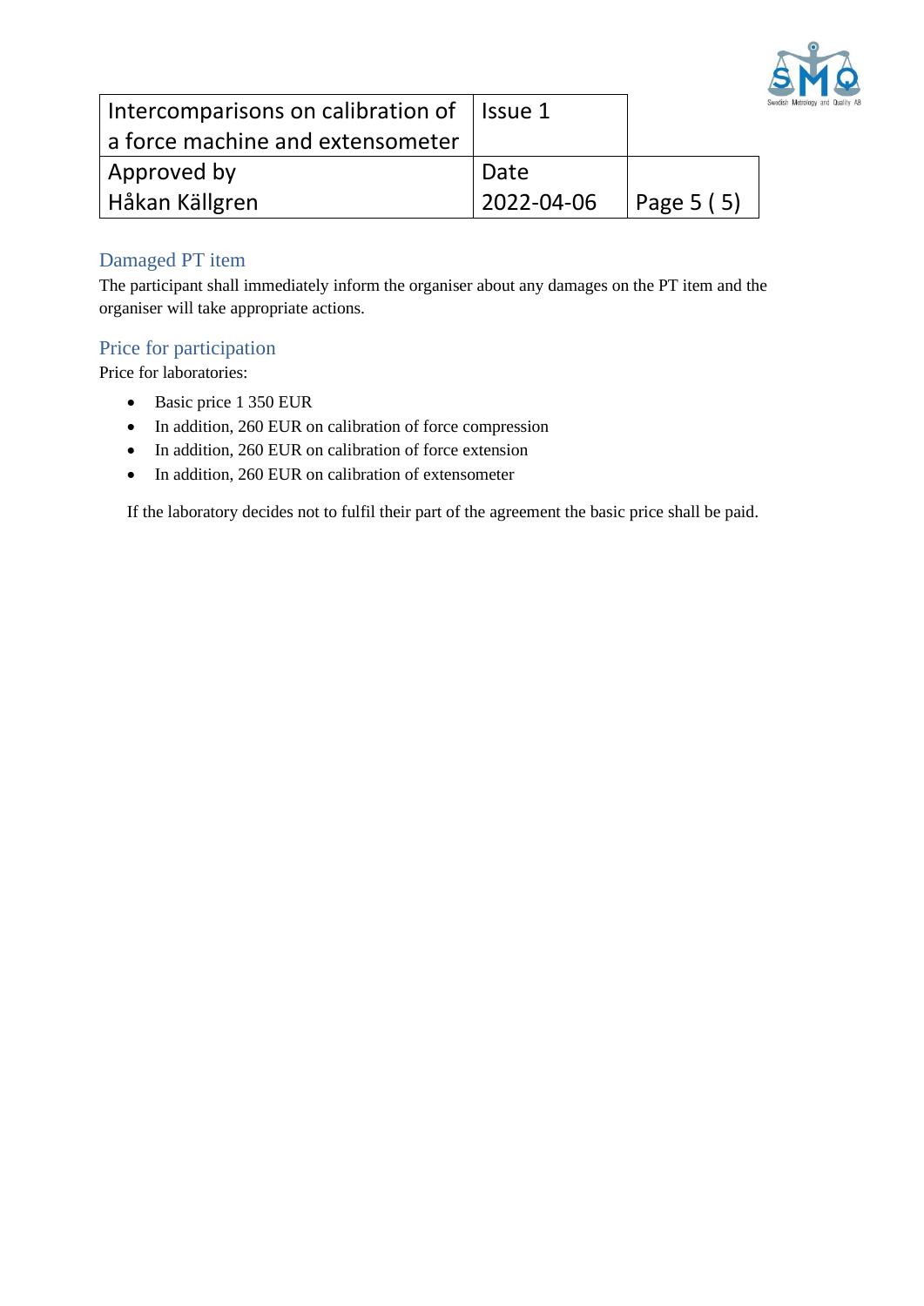## Damaged PT item

The participant shall immediately inform the organiser about any damages on the PT item and the organiser will take appropriate actions.

## Price for participation

Price for laboratories:

- Basic price 1 350 EUR
- In addition, 260 EUR on calibration of force compression
- In addition, 260 EUR on calibration of force extension
- In addition, 260 EUR on calibration of extensometer

If the laboratory decides not to fulfil their part of the agreement the basic price shall be paid.